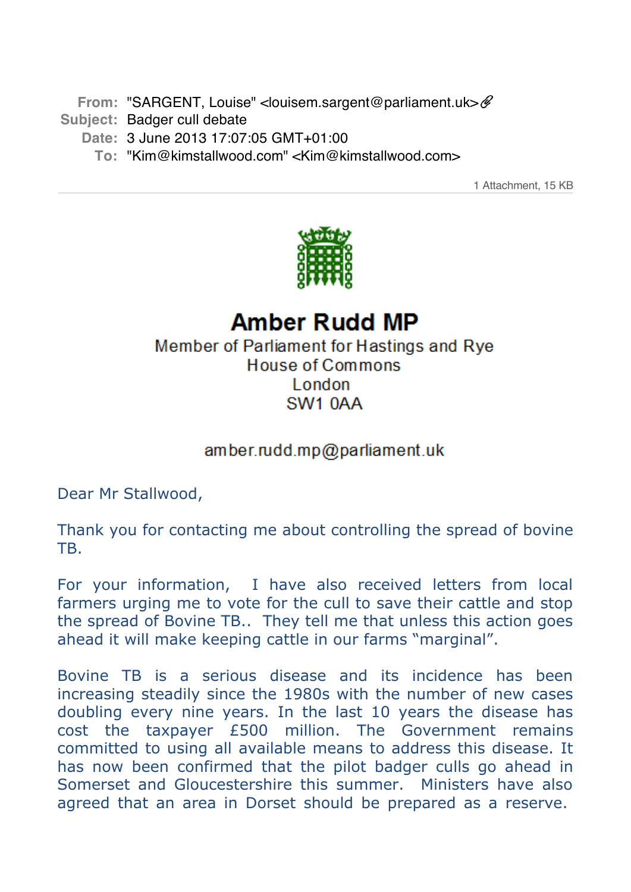**From:** "SARGENT, Louise" <louisem.sargent@parliament.uk>
**Subject:** Badger cull debate
**Date:** 3 June 2013 17:07:05 GMT+01:00
**To:** "Kim@kimstallwood.com" <Kim@kimstallwood.com>

1 Attachment, 15 KB

# Amber Rudd MP

Member of Parliament for Hastings and Rye
House of Commons
London
SW1 0AA

amber.rudd.mp@parliament.uk

Dear Mr Stallwood,

Thank you for contacting me about controlling the spread of bovine TB.

For your information, I have also received letters from local farmers urging me to vote for the cull to save their cattle and stop the spread of Bovine TB.. They tell me that unless this action goes ahead it will make keeping cattle in our farms "marginal".

Bovine TB is a serious disease and its incidence has been increasing steadily since the 1980s with the number of new cases doubling every nine years. In the last 10 years the disease has cost the taxpayer £500 million. The Government remains committed to using all available means to address this disease. It has now been confirmed that the pilot badger culls go ahead in Somerset and Gloucestershire this summer. Ministers have also agreed that an area in Dorset should be prepared as a reserve.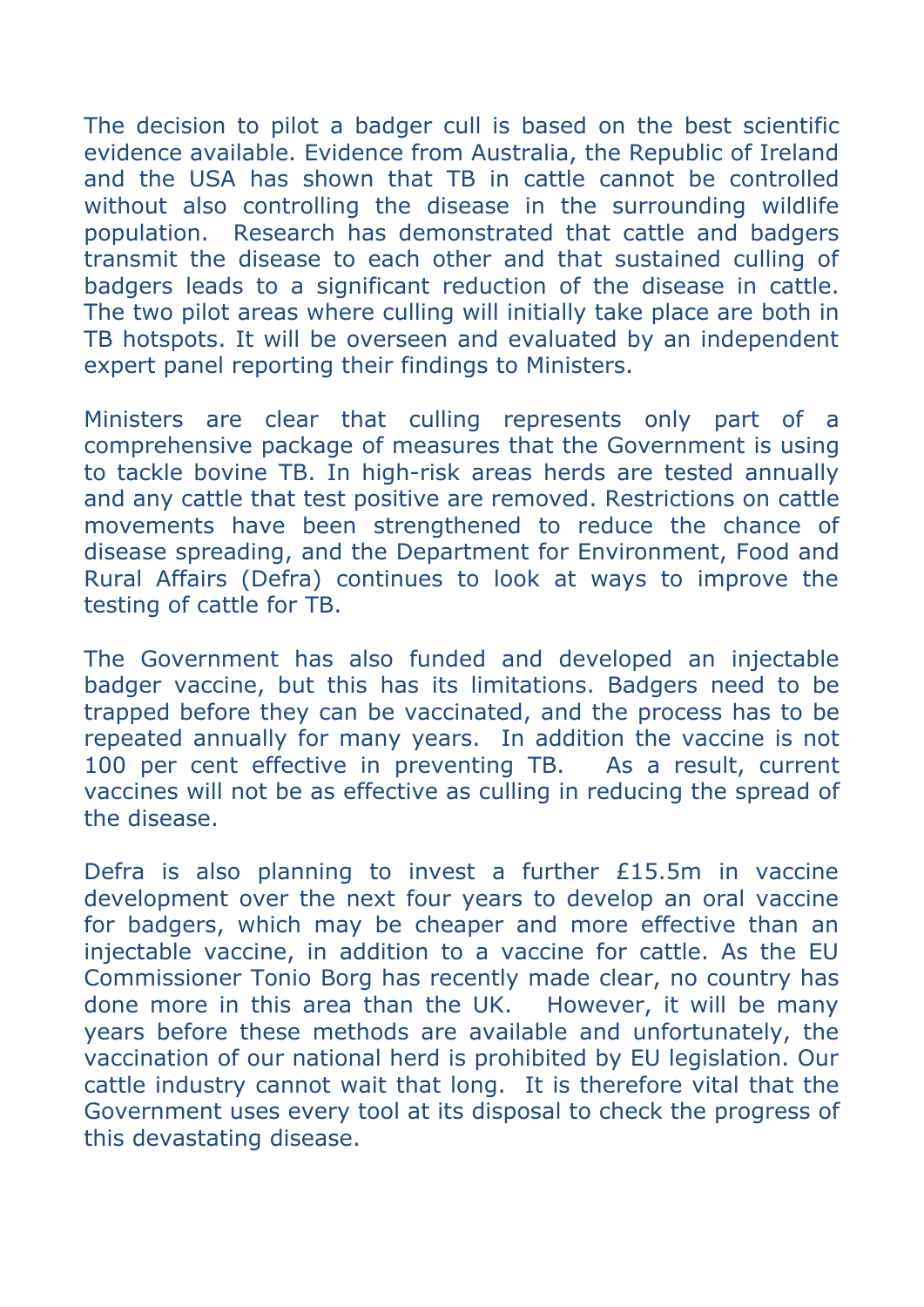The decision to pilot a badger cull is based on the best scientific evidence available. Evidence from Australia, the Republic of Ireland and the USA has shown that TB in cattle cannot be controlled without also controlling the disease in the surrounding wildlife population. Research has demonstrated that cattle and badgers transmit the disease to each other and that sustained culling of badgers leads to a significant reduction of the disease in cattle. The two pilot areas where culling will initially take place are both in TB hotspots. It will be overseen and evaluated by an independent expert panel reporting their findings to Ministers.

Ministers are clear that culling represents only part of a comprehensive package of measures that the Government is using to tackle bovine TB. In high-risk areas herds are tested annually and any cattle that test positive are removed. Restrictions on cattle movements have been strengthened to reduce the chance of disease spreading, and the Department for Environment, Food and Rural Affairs (Defra) continues to look at ways to improve the testing of cattle for TB.

The Government has also funded and developed an injectable badger vaccine, but this has its limitations. Badgers need to be trapped before they can be vaccinated, and the process has to be repeated annually for many years. In addition the vaccine is not 100 per cent effective in preventing TB. As a result, current vaccines will not be as effective as culling in reducing the spread of the disease.

Defra is also planning to invest a further £15.5m in vaccine development over the next four years to develop an oral vaccine for badgers, which may be cheaper and more effective than an injectable vaccine, in addition to a vaccine for cattle. As the EU Commissioner Tonio Borg has recently made clear, no country has done more in this area than the UK. However, it will be many years before these methods are available and unfortunately, the vaccination of our national herd is prohibited by EU legislation. Our cattle industry cannot wait that long. It is therefore vital that the Government uses every tool at its disposal to check the progress of this devastating disease.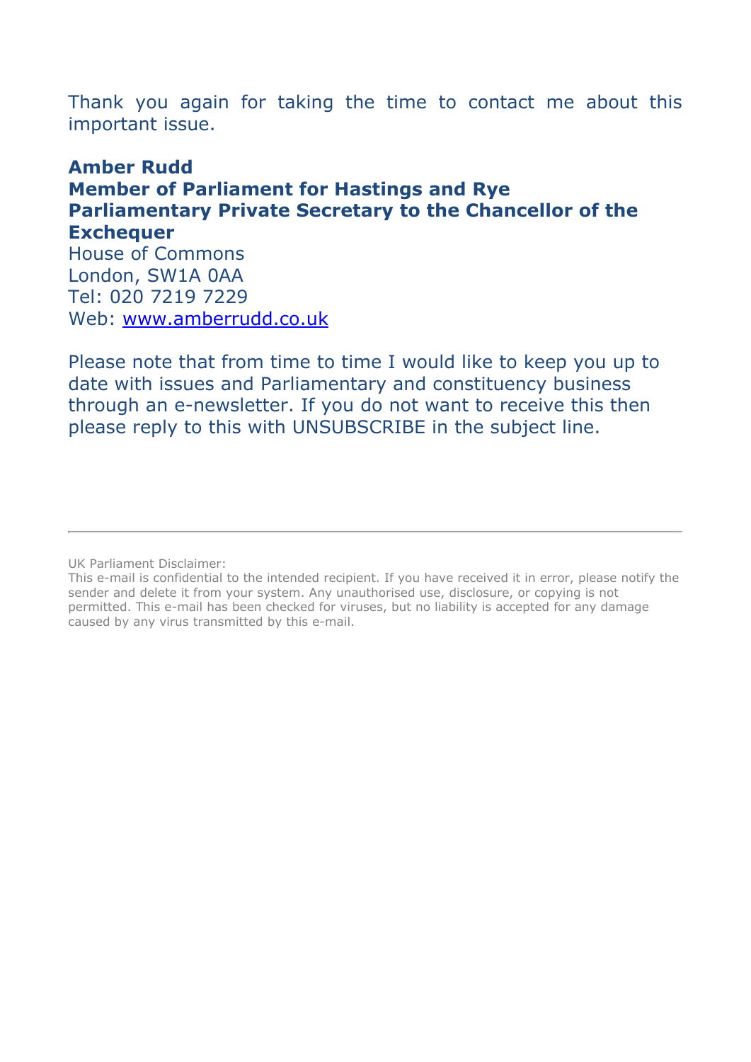Thank you again for taking the time to contact me about this important issue.

**Amber Rudd**
**Member of Parliament for Hastings and Rye**
**Parliamentary Private Secretary to the Chancellor of the Exchequer**
House of Commons
London, SW1A 0AA
Tel: 020 7219 7229
Web: [www.amberrudd.co.uk](http://www.amberrudd.co.uk)

Please note that from time to time I would like to keep you up to date with issues and Parliamentary and constituency business through an e-newsletter. If you do not want to receive this then please reply to this with UNSUBSCRIBE in the subject line.

---

UK Parliament Disclaimer:
This e-mail is confidential to the intended recipient. If you have received it in error, please notify the sender and delete it from your system. Any unauthorised use, disclosure, or copying is not permitted. This e-mail has been checked for viruses, but no liability is accepted for any damage caused by any virus transmitted by this e-mail.